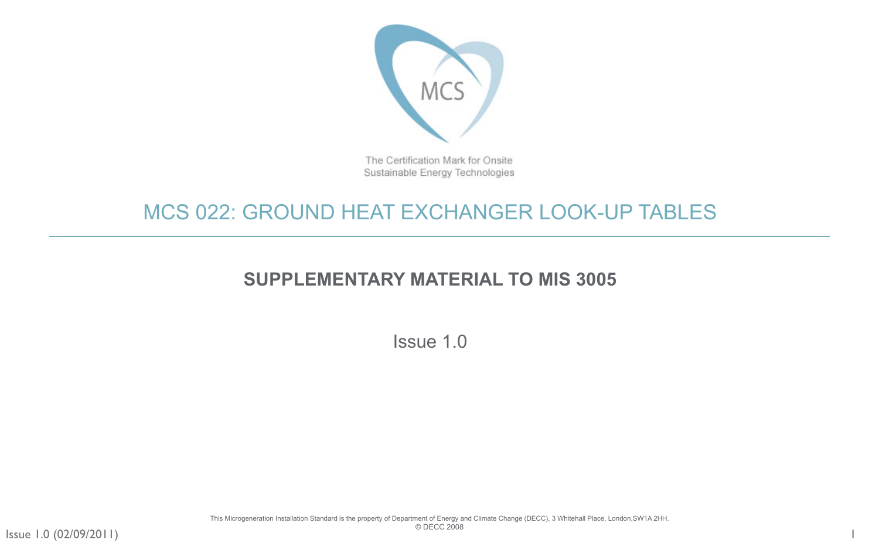The Certification Mark for Onsite Sustainable Energy Technologies

# MCS 022: GROUND HEAT EXCHANGER LOOK-UP TABLES

## SUPPLEMENTARY MATERIAL TO MIS 3005

Issue 1.0

This Microgeneration Installation Standard is the property of Department of Energy and Climate Change (DECC), 3 Whitehall Place, London,SW1A 2HH.
© DECC 2008

Issue 1.0 (02/09/2011)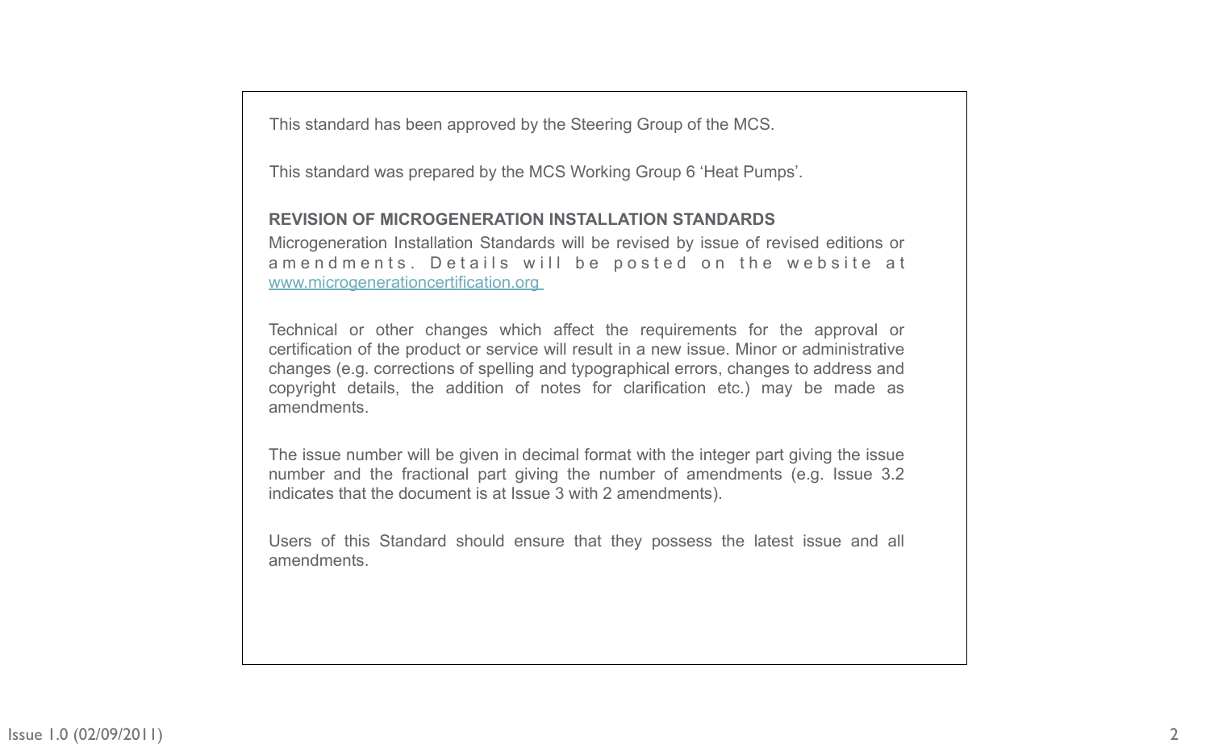This standard has been approved by the Steering Group of the MCS.

This standard was prepared by the MCS Working Group 6 'Heat Pumps'.

**REVISION OF MICROGENERATION INSTALLATION STANDARDS**

Microgeneration Installation Standards will be revised by issue of revised editions or amendments. Details will be posted on the website at www.microgenerationcertification.org

Technical or other changes which affect the requirements for the approval or certification of the product or service will result in a new issue. Minor or administrative changes (e.g. corrections of spelling and typographical errors, changes to address and copyright details, the addition of notes for clarification etc.) may be made as amendments.

The issue number will be given in decimal format with the integer part giving the issue number and the fractional part giving the number of amendments (e.g. Issue 3.2 indicates that the document is at Issue 3 with 2 amendments).

Users of this Standard should ensure that they possess the latest issue and all amendments.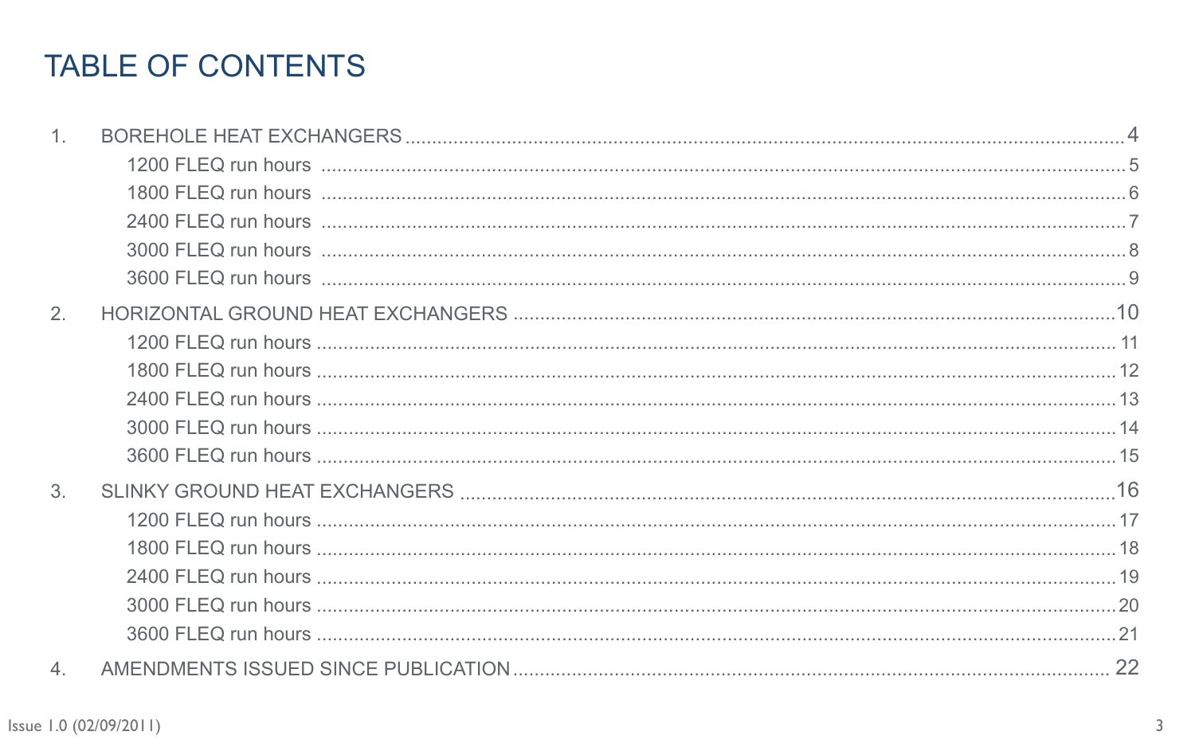# TABLE OF CONTENTS

1. BOREHOLE HEAT EXCHANGERS ........ 4
   - 1200 FLEQ run hours ........ 5
   - 1800 FLEQ run hours ........ 6
   - 2400 FLEQ run hours ........ 7
   - 3000 FLEQ run hours ........ 8
   - 3600 FLEQ run hours ........ 9
2. HORIZONTAL GROUND HEAT EXCHANGERS ........ 10
   - 1200 FLEQ run hours ........ 11
   - 1800 FLEQ run hours ........ 12
   - 2400 FLEQ run hours ........ 13
   - 3000 FLEQ run hours ........ 14
   - 3600 FLEQ run hours ........ 15
3. SLINKY GROUND HEAT EXCHANGERS ........ 16
   - 1200 FLEQ run hours ........ 17
   - 1800 FLEQ run hours ........ 18
   - 2400 FLEQ run hours ........ 19
   - 3000 FLEQ run hours ........ 20
   - 3600 FLEQ run hours ........ 21
4. AMENDMENTS ISSUED SINCE PUBLICATION ........ 22

Issue 1.0 (02/09/2011)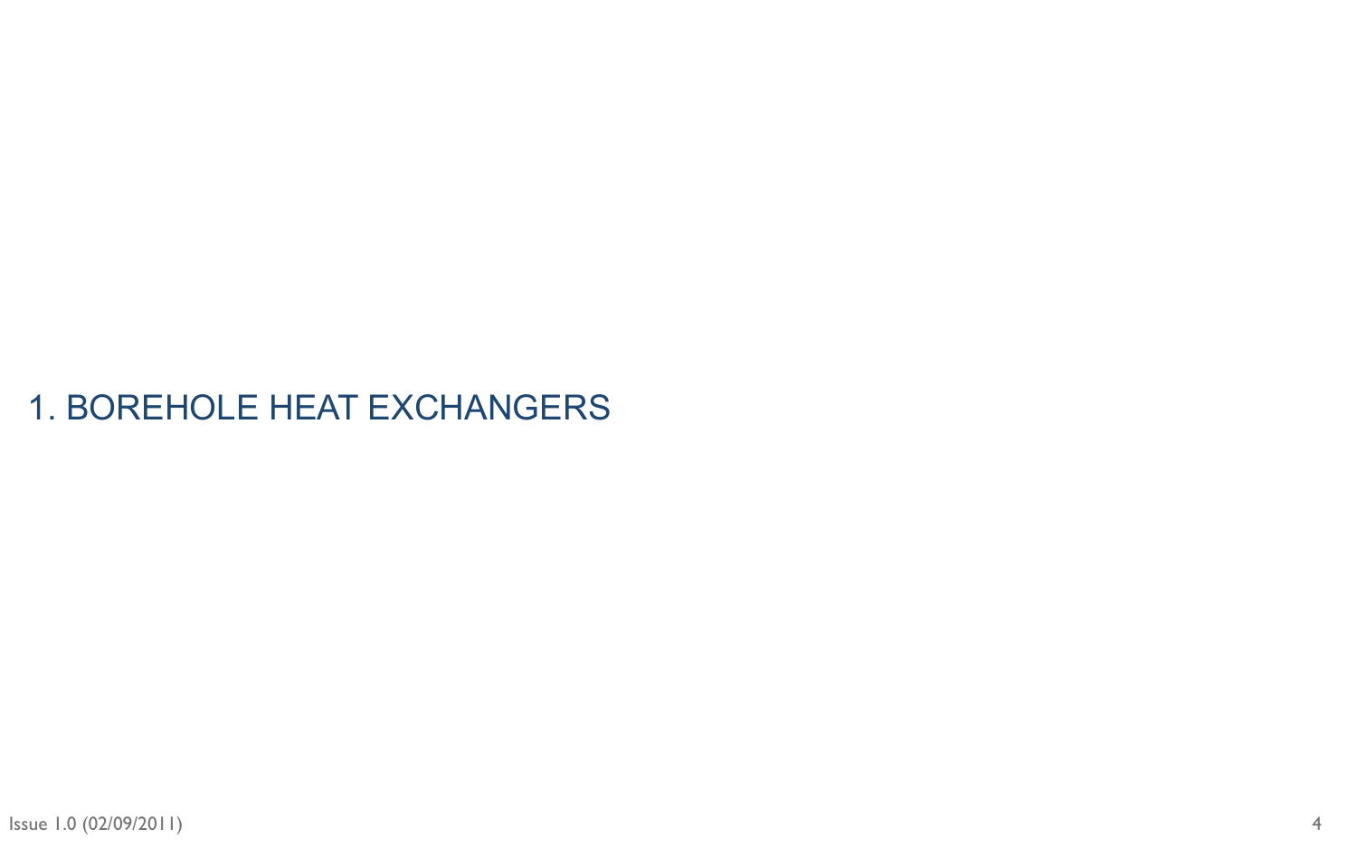# 1. BOREHOLE HEAT EXCHANGERS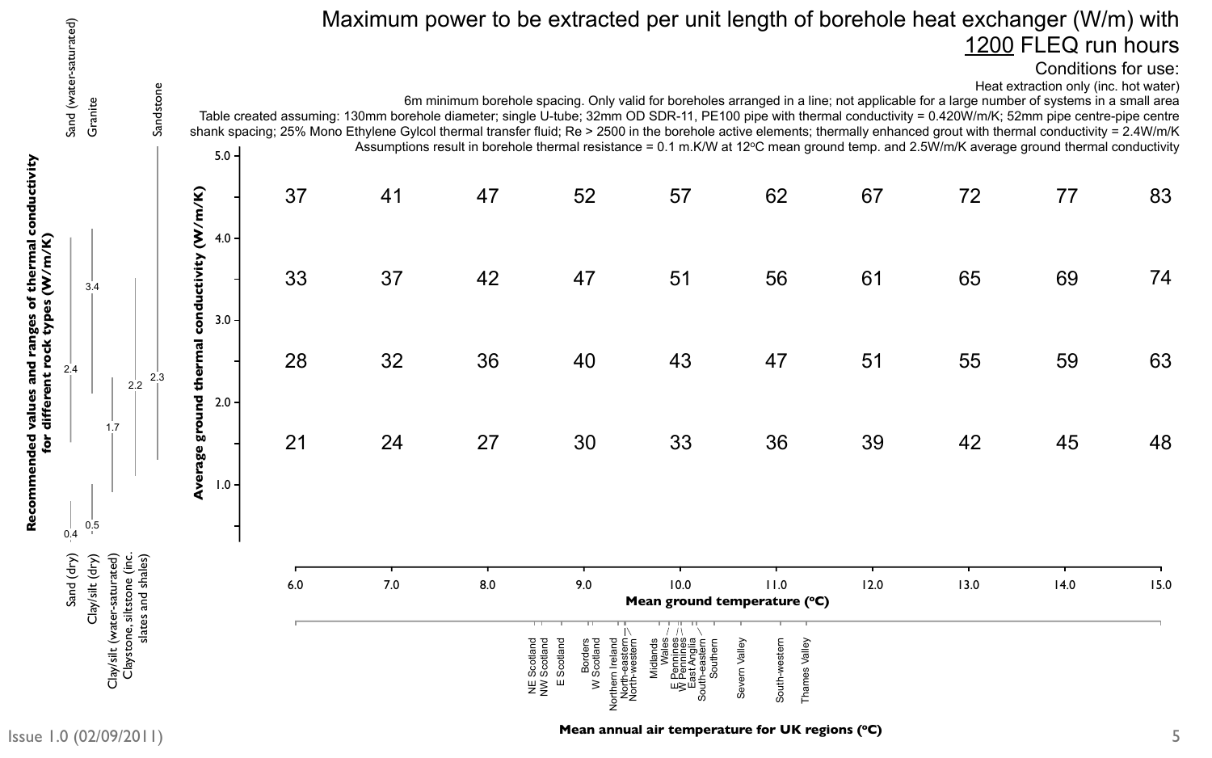# Maximum power to be extracted per unit length of borehole heat exchanger (W/m) with 1200 FLEQ run hours

Conditions for use:

Heat extraction only (inc. hot water)

6m minimum borehole spacing. Only valid for boreholes arranged in a line; not applicable for a large number of systems in a small area

Table created assuming: 130mm borehole diameter; single U-tube; 32mm OD SDR-11, PE100 pipe with thermal conductivity = 0.420W/m/K; 52mm pipe centre-pipe centre shank spacing; 25% Mono Ethylene Gylcol thermal transfer fluid; Re > 2500 in the borehole active elements; thermally enhanced grout with thermal conductivity = 2.4W/m/K

Assumptions result in borehole thermal resistance = 0.1 m.K/W at 12°C mean ground temp. and 2.5W/m/K average ground thermal conductivity

| Average ground thermal conductivity (W/m/K) \ Mean ground temperature (°C) | 6.0 | 7.0 | 8.0 | 9.0 | 10.0 | 11.0 | 12.0 | 13.0 | 14.0 | 15.0 |
|---|---|---|---|---|---|---|---|---|---|---|
| 4.5 | 37 | 41 | 47 | 52 | 57 | 62 | 67 | 72 | 77 | 83 |
| 3.5 | 33 | 37 | 42 | 47 | 51 | 56 | 61 | 65 | 69 | 74 |
| 2.5 | 28 | 32 | 36 | 40 | 43 | 47 | 51 | 55 | 59 | 63 |
| 1.5 | 21 | 24 | 27 | 30 | 33 | 36 | 39 | 42 | 45 | 48 |

Recommended values and ranges of thermal conductivity for different rock types (W/m/K): Sand (water-saturated) 2.4; Granite 3.4; Sandstone 2.3; Sand (dry) 0.4; Clay/silt (dry) 0.5; Clay/silt (water-saturated) 1.7; Claystone, siltstone (inc. slates and shales) 2.2

Mean annual air temperature for UK regions (°C): NE Scotland, NW Scotland, E Scotland, Borders, W Scotland, Northern Ireland, North-eastern, North-western, Midlands, Wales, E Pennines, W Pennines, East Anglia, South-eastern, Southern, Severn Valley, South-western, Thames Valley

Issue 1.0 (02/09/2011)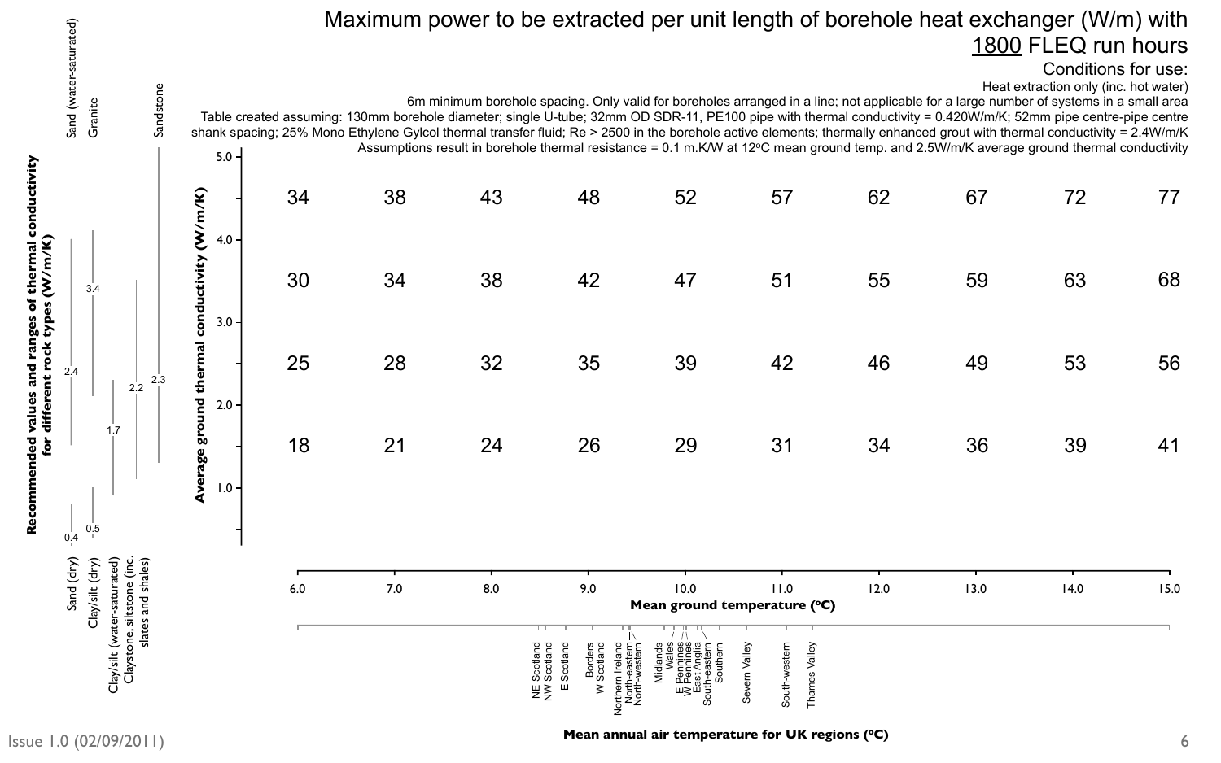# Maximum power to be extracted per unit length of borehole heat exchanger (W/m) with 1800 FLEQ run hours

Conditions for use:

Heat extraction only (inc. hot water)

6m minimum borehole spacing. Only valid for boreholes arranged in a line; not applicable for a large number of systems in a small area

Table created assuming: 130mm borehole diameter; single U-tube; 32mm OD SDR-11, PE100 pipe with thermal conductivity = 0.420W/m/K; 52mm pipe centre-pipe centre shank spacing; 25% Mono Ethylene Gylcol thermal transfer fluid; Re > 2500 in the borehole active elements; thermally enhanced grout with thermal conductivity = 2.4W/m/K

Assumptions result in borehole thermal resistance = 0.1 m.K/W at 12°C mean ground temp. and 2.5W/m/K average ground thermal conductivity

| Average ground thermal conductivity (W/m/K) \ Mean ground temperature (°C) | 6.0 | 7.0 | 8.0 | 9.0 | 10.0 | 11.0 | 12.0 | 13.0 | 14.0 | 15.0 |
|---|---|---|---|---|---|---|---|---|---|---|
| 4.5 | 34 | 38 | 43 | 48 | 52 | 57 | 62 | 67 | 72 | 77 |
| 3.5 | 30 | 34 | 38 | 42 | 47 | 51 | 55 | 59 | 63 | 68 |
| 2.5 | 25 | 28 | 32 | 35 | 39 | 42 | 46 | 49 | 53 | 56 |
| 1.5 | 18 | 21 | 24 | 26 | 29 | 31 | 34 | 36 | 39 | 41 |

**Recommended values and ranges of thermal conductivity for different rock types (W/m/K)**

| Rock type | Recommended value |
|---|---|
| Sand (dry) | 0.4 |
| Sand (water-saturated) | 2.4 |
| Clay/silt (dry) | 0.5 |
| Granite | 3.4 |
| Clay/silt (water-saturated) | 1.7 |
| Claystone, siltstone (inc. slates and shales) | 2.2 |
| Sandstone | 2.3 |

**Mean annual air temperature for UK regions (°C)**

NE Scotland, NW Scotland, E Scotland, Borders, W Scotland, Northern Ireland, North-eastern, North-western, Midlands, Wales, E Pennines, W Pennines, East Anglia, South-eastern, Southern, Severn Valley, South-western, Thames Valley

Issue 1.0 (02/09/2011)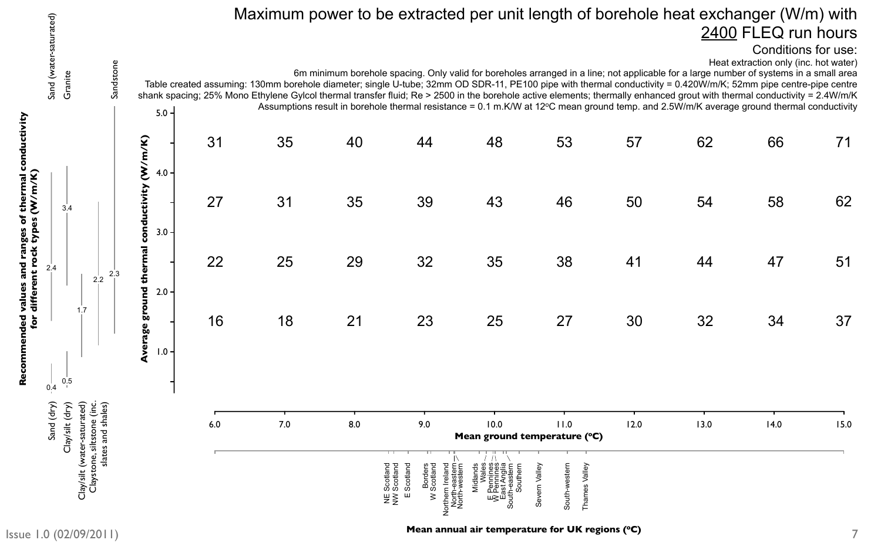# Maximum power to be extracted per unit length of borehole heat exchanger (W/m) with 2400 FLEQ run hours

Conditions for use:

Heat extraction only (inc. hot water)

6m minimum borehole spacing. Only valid for boreholes arranged in a line; not applicable for a large number of systems in a small area

Table created assuming: 130mm borehole diameter; single U-tube; 32mm OD SDR-11, PE100 pipe with thermal conductivity = 0.420W/m/K; 52mm pipe centre-pipe centre shank spacing; 25% Mono Ethylene Gylcol thermal transfer fluid; Re > 2500 in the borehole active elements; thermally enhanced grout with thermal conductivity = 2.4W/m/K

Assumptions result in borehole thermal resistance = 0.1 m.K/W at 12°C mean ground temp. and 2.5W/m/K average ground thermal conductivity

| Average ground thermal conductivity (W/m/K) \ Mean ground temperature (°C) | 6.0 | 7.0 | 8.0 | 9.0 | 10.0 | 11.0 | 12.0 | 13.0 | 14.0 | 15.0 |
|---|---|---|---|---|---|---|---|---|---|---|
| 4.5 | 31 | 35 | 40 | 44 | 48 | 53 | 57 | 62 | 66 | 71 |
| 3.5 | 27 | 31 | 35 | 39 | 43 | 46 | 50 | 54 | 58 | 62 |
| 2.5 | 22 | 25 | 29 | 32 | 35 | 38 | 41 | 44 | 47 | 51 |
| 1.5 | 16 | 18 | 21 | 23 | 25 | 27 | 30 | 32 | 34 | 37 |

**Recommended values and ranges of thermal conductivity for different rock types (W/m/K)**

| Rock type | Recommended value |
|---|---|
| Sand (dry) | 0.4 |
| Sand (water-saturated) | 2.4 |
| Clay/silt (dry) | 0.5 |
| Granite | 3.4 |
| Clay/silt (water-saturated) | 1.7 |
| Claystone, siltstone (inc. slates and shales) | 2.2 |
| Sandstone | 2.3 |

**Mean annual air temperature for UK regions (°C)**

NE Scotland, NW Scotland, E Scotland, Borders, W Scotland, Northern Ireland, North-eastern, North-western, Midlands, Wales, E Pennines, W Pennines, East Anglia, South-eastern, Southern, Severn Valley, South-western, Thames Valley

Issue 1.0 (02/09/2011)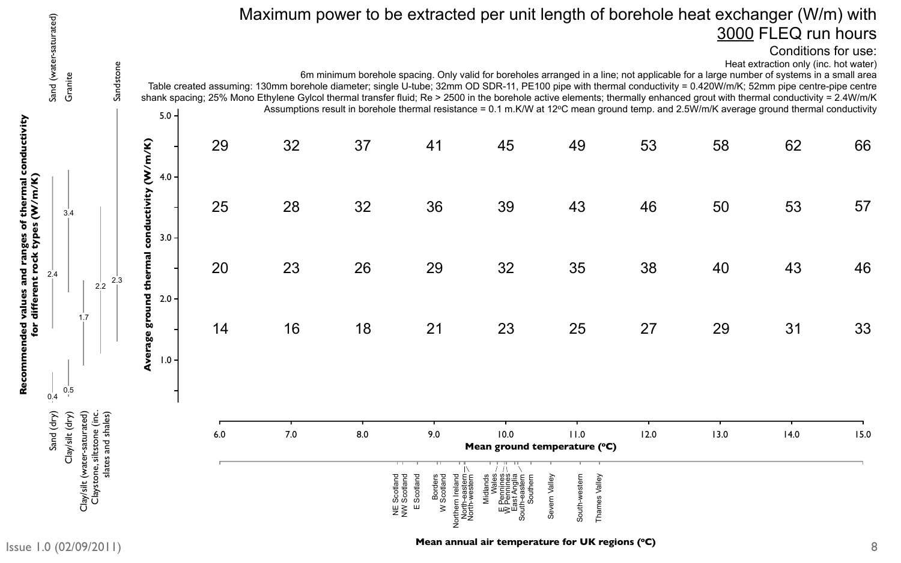# Maximum power to be extracted per unit length of borehole heat exchanger (W/m) with 3000 FLEQ run hours

Conditions for use:

Heat extraction only (inc. hot water)

6m minimum borehole spacing. Only valid for boreholes arranged in a line; not applicable for a large number of systems in a small area

Table created assuming: 130mm borehole diameter; single U-tube; 32mm OD SDR-11, PE100 pipe with thermal conductivity = 0.420W/m/K; 52mm pipe centre-pipe centre shank spacing; 25% Mono Ethylene Gylcol thermal transfer fluid; Re > 2500 in the borehole active elements; thermally enhanced grout with thermal conductivity = 2.4W/m/K

Assumptions result in borehole thermal resistance = 0.1 m.K/W at 12°C mean ground temp. and 2.5W/m/K average ground thermal conductivity

| Average ground thermal conductivity (W/m/K) \ Mean ground temperature (°C) | 6.0 | 7.0 | 8.0 | 9.0 | 10.0 | 11.0 | 12.0 | 13.0 | 14.0 | 15.0 |
|---|---|---|---|---|---|---|---|---|---|---|
| 4.5 | 29 | 32 | 37 | 41 | 45 | 49 | 53 | 58 | 62 | 66 |
| 3.5 | 25 | 28 | 32 | 36 | 39 | 43 | 46 | 50 | 53 | 57 |
| 2.5 | 20 | 23 | 26 | 29 | 32 | 35 | 38 | 40 | 43 | 46 |
| 1.5 | 14 | 16 | 18 | 21 | 23 | 25 | 27 | 29 | 31 | 33 |

**Recommended values and ranges of thermal conductivity for different rock types (W/m/K)**

| Rock type | Recommended value |
|---|---|
| Sand (dry) | 0.4 |
| Sand (water-saturated) | 2.4 |
| Clay/silt (dry) | 0.5 |
| Granite | 3.4 |
| Clay/silt (water-saturated) | 1.7 |
| Claystone, siltstone (inc. slates and shales) | 2.2 |
| Sandstone | 2.3 |

**Mean annual air temperature for UK regions (°C)**

NE Scotland, NW Scotland, E Scotland, Borders, W Scotland, Northern Ireland, North-eastern, North-western, Midlands, Wales, E Pennines, W Pennines, East Anglia, South-eastern, Southern, Severn Valley, South-western, Thames Valley

Issue 1.0 (02/09/2011)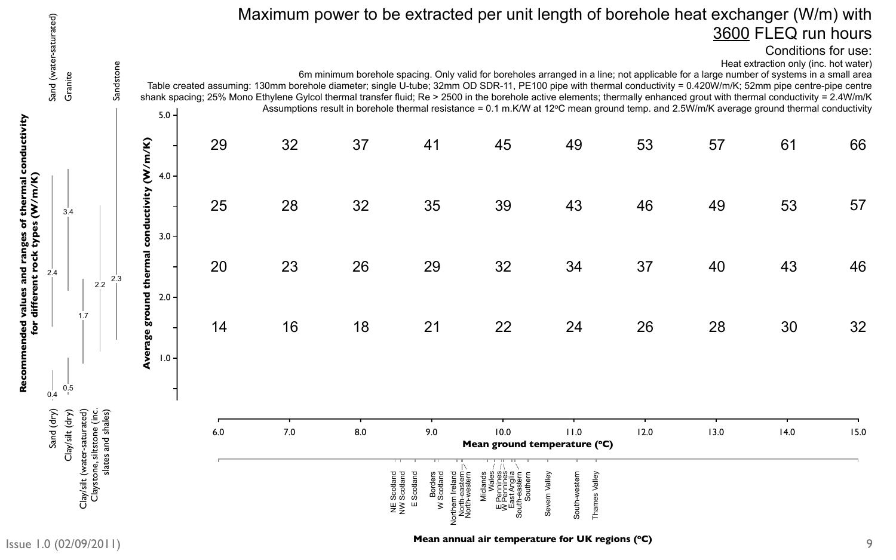# Maximum power to be extracted per unit length of borehole heat exchanger (W/m) with 3600 FLEQ run hours

Conditions for use:

Heat extraction only (inc. hot water)

6m minimum borehole spacing. Only valid for boreholes arranged in a line; not applicable for a large number of systems in a small area

Table created assuming: 130mm borehole diameter; single U-tube; 32mm OD SDR-11, PE100 pipe with thermal conductivity = 0.420W/m/K; 52mm pipe centre-pipe centre shank spacing; 25% Mono Ethylene Gylcol thermal transfer fluid; Re > 2500 in the borehole active elements; thermally enhanced grout with thermal conductivity = 2.4W/m/K

Assumptions result in borehole thermal resistance = 0.1 m.K/W at 12°C mean ground temp. and 2.5W/m/K average ground thermal conductivity

| Average ground thermal conductivity (W/m/K) \ Mean ground temperature (°C) | 6.0 | 7.0 | 8.0 | 9.0 | 10.0 | 11.0 | 12.0 | 13.0 | 14.0 | 15.0 |
|---|---|---|---|---|---|---|---|---|---|---|
| 4.5 | 29 | 32 | 37 | 41 | 45 | 49 | 53 | 57 | 61 | 66 |
| 3.5 | 25 | 28 | 32 | 35 | 39 | 43 | 46 | 49 | 53 | 57 |
| 2.5 | 20 | 23 | 26 | 29 | 32 | 34 | 37 | 40 | 43 | 46 |
| 1.5 | 14 | 16 | 18 | 21 | 22 | 24 | 26 | 28 | 30 | 32 |

**Recommended values and ranges of thermal conductivity for different rock types (W/m/K)**

| Rock type | Recommended value |
|---|---|
| Sand (dry) | 0.4 |
| Sand (water-saturated) | 2.4 |
| Clay/silt (dry) | 0.5 |
| Granite | 3.4 |
| Clay/silt (water-saturated) | 1.7 |
| Claystone, siltstone (inc. slates and shales) | 2.2 |
| Sandstone | 2.3 |

**Mean annual air temperature for UK regions (°C)**

NE Scotland, NW Scotland, E Scotland, Borders, W Scotland, Northern Ireland, North-eastern, North-western, Midlands, Wales, E Pennines, W Pennines, East Anglia, South-eastern, Southern, Severn Valley, South-western, Thames Valley

Issue 1.0 (02/09/2011)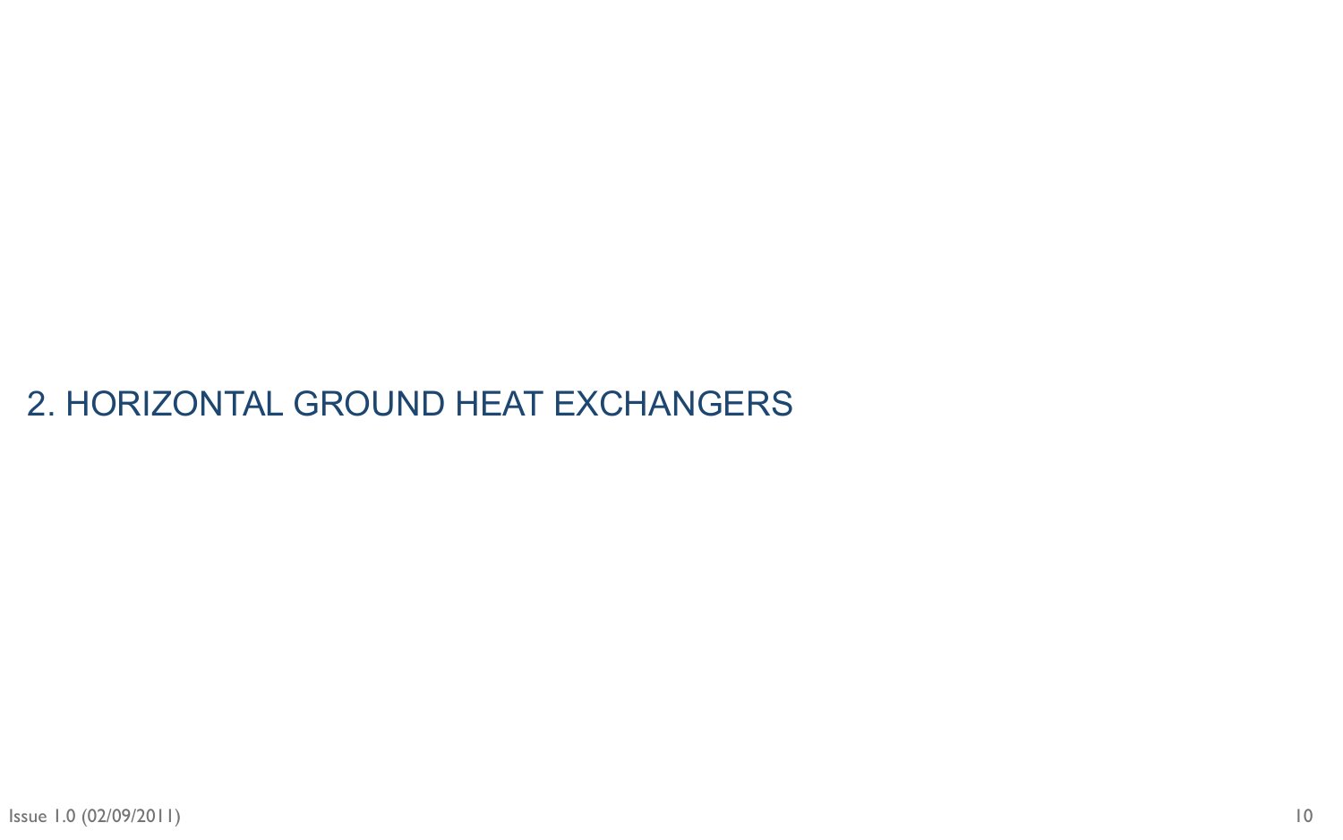# 2. HORIZONTAL GROUND HEAT EXCHANGERS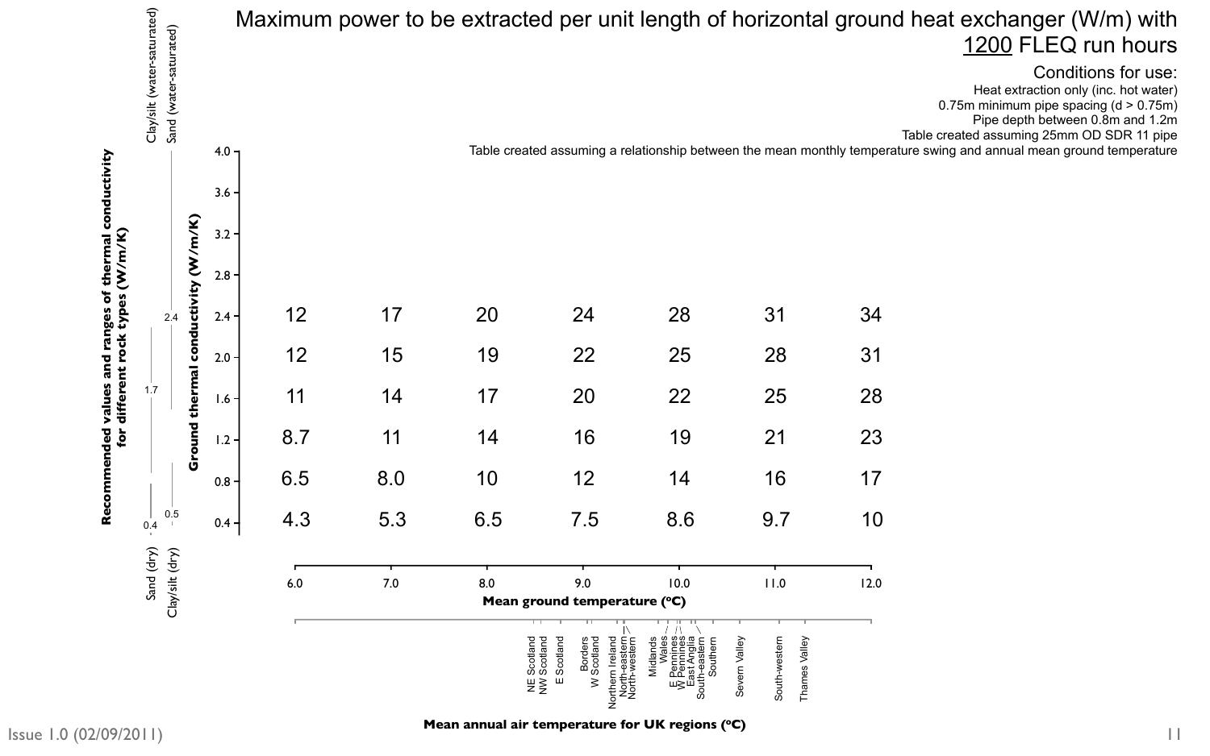# Maximum power to be extracted per unit length of horizontal ground heat exchanger (W/m) with 1200 FLEQ run hours

Conditions for use:
Heat extraction only (inc. hot water)
0.75m minimum pipe spacing (d > 0.75m)
Pipe depth between 0.8m and 1.2m
Table created assuming 25mm OD SDR 11 pipe
Table created assuming a relationship between the mean monthly temperature swing and annual mean ground temperature

| Ground thermal conductivity (W/m/K) | 6.0 | 7.0 | 8.0 | 9.0 | 10.0 | 11.0 | 12.0 |
|---|---|---|---|---|---|---|---|
| 2.4 | 12 | 17 | 20 | 24 | 28 | 31 | 34 |
| 2.0 | 12 | 15 | 19 | 22 | 25 | 28 | 31 |
| 1.6 | 11 | 14 | 17 | 20 | 22 | 25 | 28 |
| 1.2 | 8.7 | 11 | 14 | 16 | 19 | 21 | 23 |
| 0.8 | 6.5 | 8.0 | 10 | 12 | 14 | 16 | 17 |
| 0.4 | 4.3 | 5.3 | 6.5 | 7.5 | 8.6 | 9.7 | 10 |

Mean ground temperature (ºC)

Recommended values and ranges of thermal conductivity for different rock types (W/m/K):
- Clay/silt (water-saturated): 1.7 (range down to Clay/silt (dry))
- Sand (water-saturated): 2.4
- Sand (dry): 0.4
- Clay/silt (dry): 0.5

Mean annual air temperature for UK regions (ºC): NE Scotland, NW Scotland, E Scotland, Borders, W Scotland, Northern Ireland, North-eastern, North-western, Midlands, Wales, E Pennines, W Pennines, East Anglia, South-eastern, Southern, Severn Valley, South-western, Thames Valley

Issue 1.0 (02/09/2011)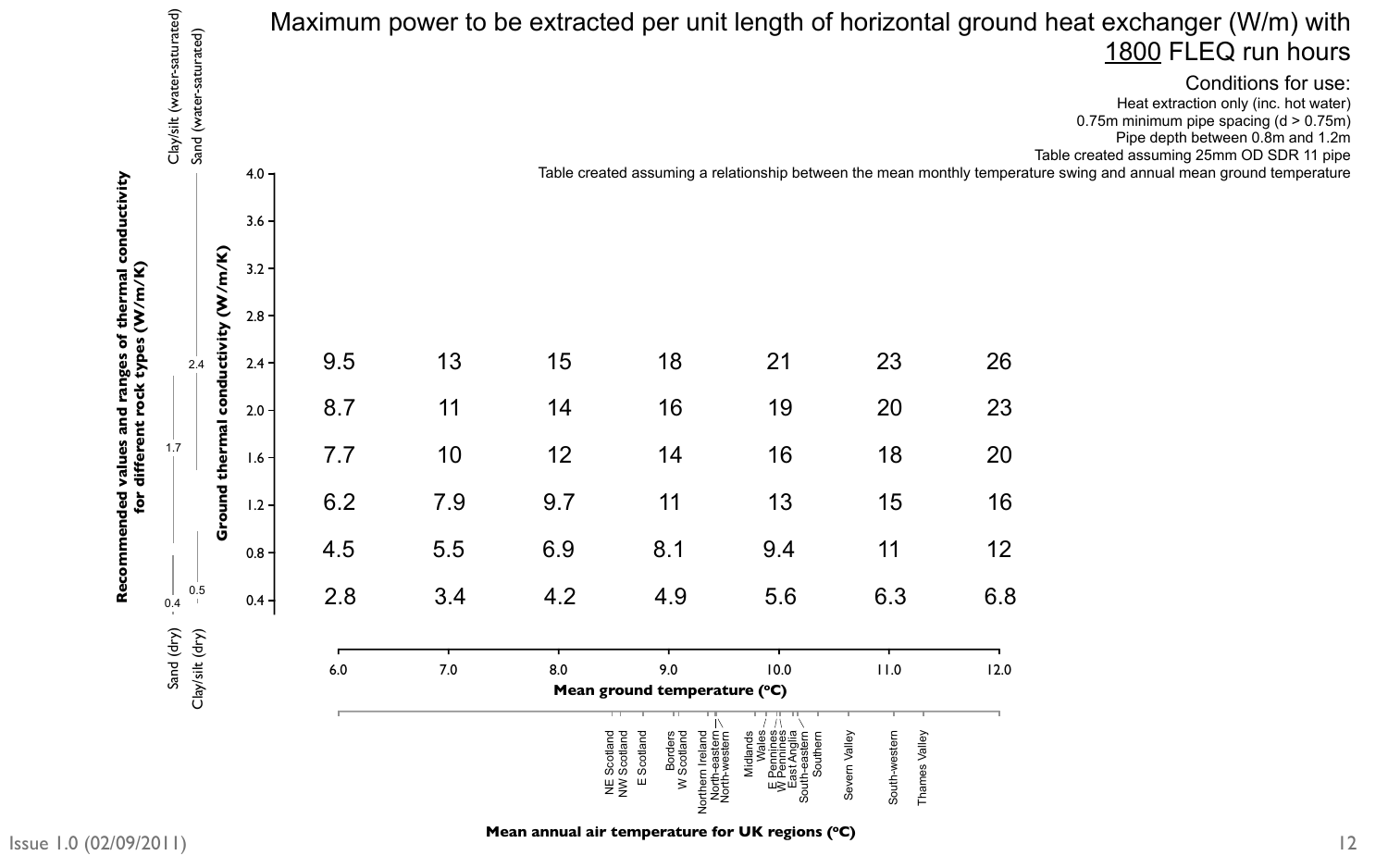# Maximum power to be extracted per unit length of horizontal ground heat exchanger (W/m) with 1800 FLEQ run hours

**Conditions for use:**

- Heat extraction only (inc. hot water)
- 0.75m minimum pipe spacing (d > 0.75m)
- Pipe depth between 0.8m and 1.2m
- Table created assuming 25mm OD SDR 11 pipe
- Table created assuming a relationship between the mean monthly temperature swing and annual mean ground temperature

| Ground thermal conductivity (W/m/K) | 6.0 | 7.0 | 8.0 | 9.0 | 10.0 | 11.0 | 12.0 |
|---|---|---|---|---|---|---|---|
| 2.4 | 9.5 | 13 | 15 | 18 | 21 | 23 | 26 |
| 2.0 | 8.7 | 11 | 14 | 16 | 19 | 20 | 23 |
| 1.6 | 7.7 | 10 | 12 | 14 | 16 | 18 | 20 |
| 1.2 | 6.2 | 7.9 | 9.7 | 11 | 13 | 15 | 16 |
| 0.8 | 4.5 | 5.5 | 6.9 | 8.1 | 9.4 | 11 | 12 |
| 0.4 | 2.8 | 3.4 | 4.2 | 4.9 | 5.6 | 6.3 | 6.8 |

**Mean ground temperature (°C)** (columns)

**Recommended values and ranges of thermal conductivity for different rock types (W/m/K)**

- Clay/silt (water-saturated): range to 1.7
- Sand (water-saturated): range to 2.4
- Sand (dry): 0.4
- Clay/silt (dry): 0.5

**Mean annual air temperature for UK regions (°C)**

NE Scotland, NW Scotland, E Scotland, Borders, W Scotland, Northern Ireland, North-eastern, North-western, Midlands, Wales, E Pennines, W Pennines, East Anglia, South-eastern, Southern, Severn Valley, South-western, Thames Valley

Issue 1.0 (02/09/2011)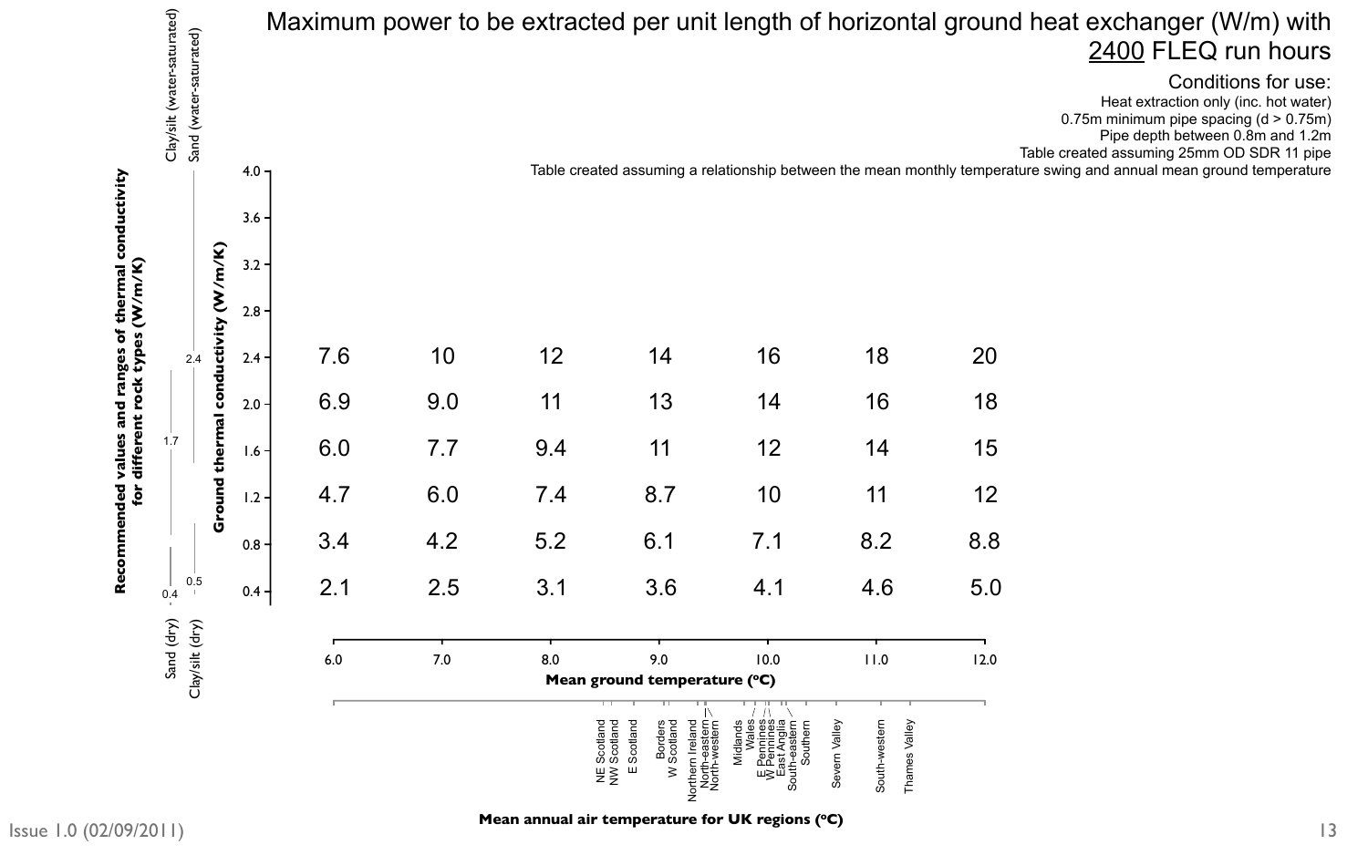# Maximum power to be extracted per unit length of horizontal ground heat exchanger (W/m) with 2400 FLEQ run hours

Conditions for use:

Heat extraction only (inc. hot water)

0.75m minimum pipe spacing (d > 0.75m)

Pipe depth between 0.8m and 1.2m

Table created assuming 25mm OD SDR 11 pipe

Table created assuming a relationship between the mean monthly temperature swing and annual mean ground temperature

| Ground thermal conductivity (W/m/K) | 6.0 | 7.0 | 8.0 | 9.0 | 10.0 | 11.0 | 12.0 |
|---|---|---|---|---|---|---|---|
| 2.4 | 7.6 | 10 | 12 | 14 | 16 | 18 | 20 |
| 2.0 | 6.9 | 9.0 | 11 | 13 | 14 | 16 | 18 |
| 1.6 | 6.0 | 7.7 | 9.4 | 11 | 12 | 14 | 15 |
| 1.2 | 4.7 | 6.0 | 7.4 | 8.7 | 10 | 11 | 12 |
| 0.8 | 3.4 | 4.2 | 5.2 | 6.1 | 7.1 | 8.2 | 8.8 |
| 0.4 | 2.1 | 2.5 | 3.1 | 3.6 | 4.1 | 4.6 | 5.0 |

Column headings: Mean ground temperature (°C)

Ground thermal conductivity axis: 0.4, 0.8, 1.2, 1.6, 2.0, 2.4, 2.8, 3.2, 3.6, 4.0

**Recommended values and ranges of thermal conductivity for different rock types (W/m/K)**

- Clay/silt (water-saturated): 1.7
- Sand (water-saturated): 2.4
- Sand (dry): 0.4
- Clay/silt (dry): 0.5

**Mean annual air temperature for UK regions (°C)**

NE Scotland, NW Scotland, E Scotland, Borders, W Scotland, Northern Ireland, North-eastern, North-western, Midlands, Wales, E Pennines, W Pennines, East Anglia, South-eastern, Southern, Severn Valley, South-western, Thames Valley

Issue 1.0 (02/09/2011)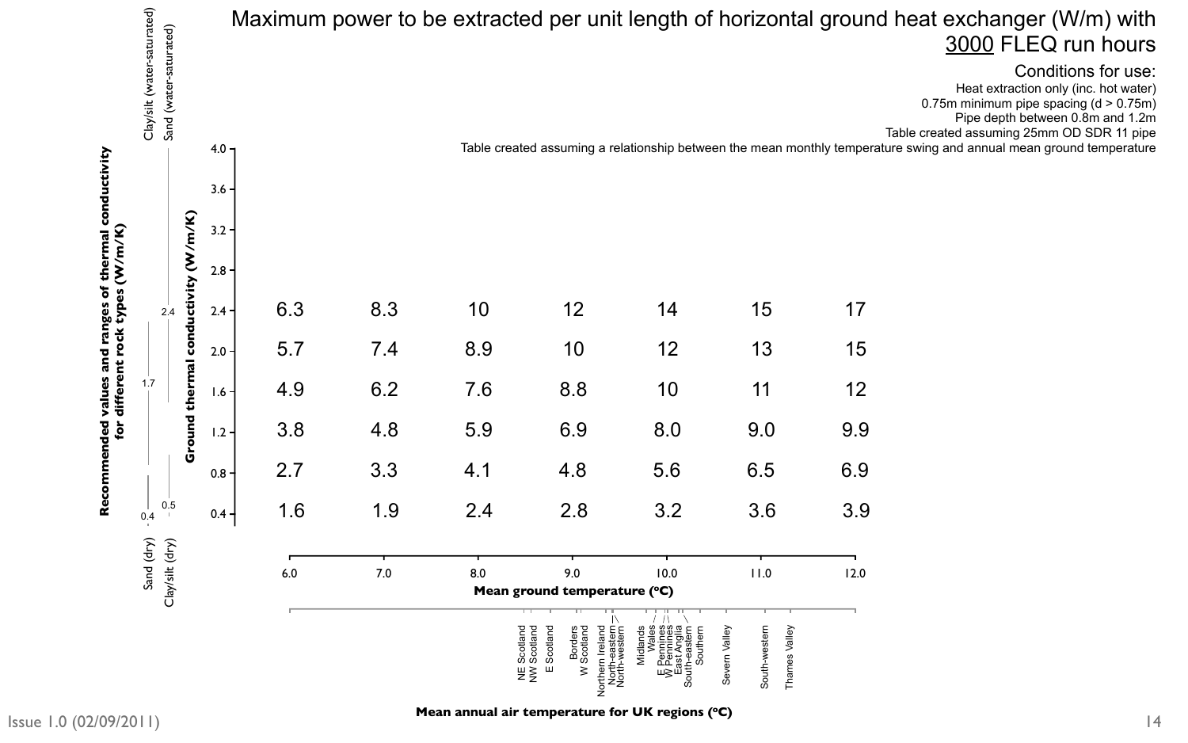# Maximum power to be extracted per unit length of horizontal ground heat exchanger (W/m) with 3000 FLEQ run hours

Conditions for use:

- Heat extraction only (inc. hot water)
- 0.75m minimum pipe spacing (d > 0.75m)
- Pipe depth between 0.8m and 1.2m
- Table created assuming 25mm OD SDR 11 pipe
- Table created assuming a relationship between the mean monthly temperature swing and annual mean ground temperature

| Ground thermal conductivity (W/m/K) \ Mean ground temperature (ºC) | 6.0 | 7.0 | 8.0 | 9.0 | 10.0 | 11.0 | 12.0 |
|---|---|---|---|---|---|---|---|
| 2.4 | 6.3 | 8.3 | 10 | 12 | 14 | 15 | 17 |
| 2.0 | 5.7 | 7.4 | 8.9 | 10 | 12 | 13 | 15 |
| 1.6 | 4.9 | 6.2 | 7.6 | 8.8 | 10 | 11 | 12 |
| 1.2 | 3.8 | 4.8 | 5.9 | 6.9 | 8.0 | 9.0 | 9.9 |
| 0.8 | 2.7 | 3.3 | 4.1 | 4.8 | 5.6 | 6.5 | 6.9 |
| 0.4 | 1.6 | 1.9 | 2.4 | 2.8 | 3.2 | 3.6 | 3.9 |

**Recommended values and ranges of thermal conductivity for different rock types (W/m/K)**

- Clay/silt (water-saturated): 1.7
- Sand (water-saturated): 2.4
- Sand (dry): 0.4
- Clay/silt (dry): 0.5

**Mean annual air temperature for UK regions (ºC)**

NE Scotland, NW Scotland, E Scotland, Borders, W Scotland, Northern Ireland, North-eastern, North-western, Midlands, Wales, E Pennines, W Pennines, East Anglia, South-eastern, Southern, Severn Valley, South-western, Thames Valley

Issue 1.0 (02/09/2011)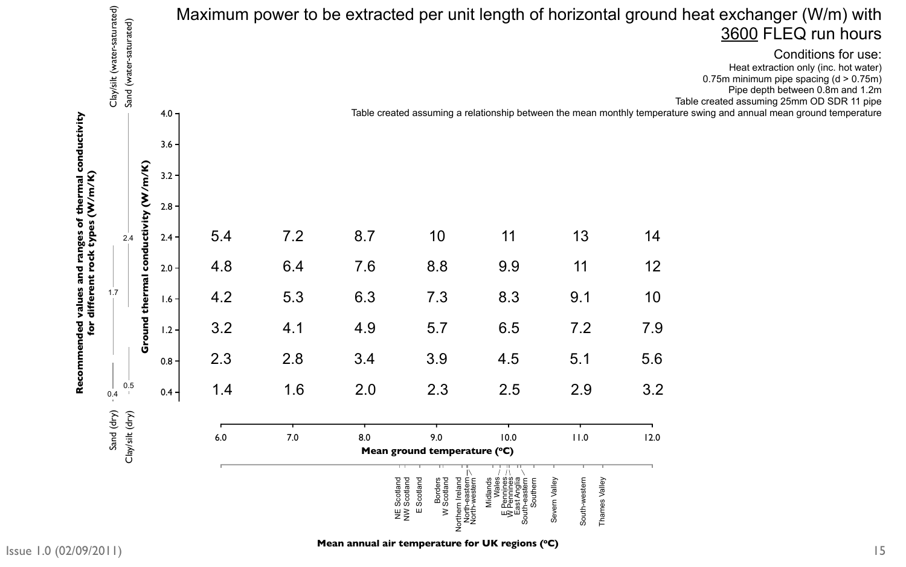# Maximum power to be extracted per unit length of horizontal ground heat exchanger (W/m) with 3600 FLEQ run hours

Conditions for use:
Heat extraction only (inc. hot water)
0.75m minimum pipe spacing (d > 0.75m)
Pipe depth between 0.8m and 1.2m
Table created assuming 25mm OD SDR 11 pipe
Table created assuming a relationship between the mean monthly temperature swing and annual mean ground temperature

| Ground thermal conductivity (W/m/K) | 6.0 | 7.0 | 8.0 | 9.0 | 10.0 | 11.0 | 12.0 |
|---|---|---|---|---|---|---|---|
| 2.4 | 5.4 | 7.2 | 8.7 | 10 | 11 | 13 | 14 |
| 2.0 | 4.8 | 6.4 | 7.6 | 8.8 | 9.9 | 11 | 12 |
| 1.6 | 4.2 | 5.3 | 6.3 | 7.3 | 8.3 | 9.1 | 10 |
| 1.2 | 3.2 | 4.1 | 4.9 | 5.7 | 6.5 | 7.2 | 7.9 |
| 0.8 | 2.3 | 2.8 | 3.4 | 3.9 | 4.5 | 5.1 | 5.6 |
| 0.4 | 1.4 | 1.6 | 2.0 | 2.3 | 2.5 | 2.9 | 3.2 |

Mean ground temperature (°C)

Recommended values and ranges of thermal conductivity for different rock types (W/m/K):
- Sand (dry) – Clay/silt (water-saturated): 0.4 – 1.7
- Clay/silt (dry) – Sand (water-saturated): 0.5 – 2.4

Mean annual air temperature for UK regions (°C): NE Scotland, NW Scotland, E Scotland, Borders, W Scotland, Northern Ireland, North-eastern, North-western, Midlands, Wales, E Pennines, W Pennines, East Anglia, South-eastern, Southern, Severn Valley, South-western, Thames Valley

Issue 1.0 (02/09/2011)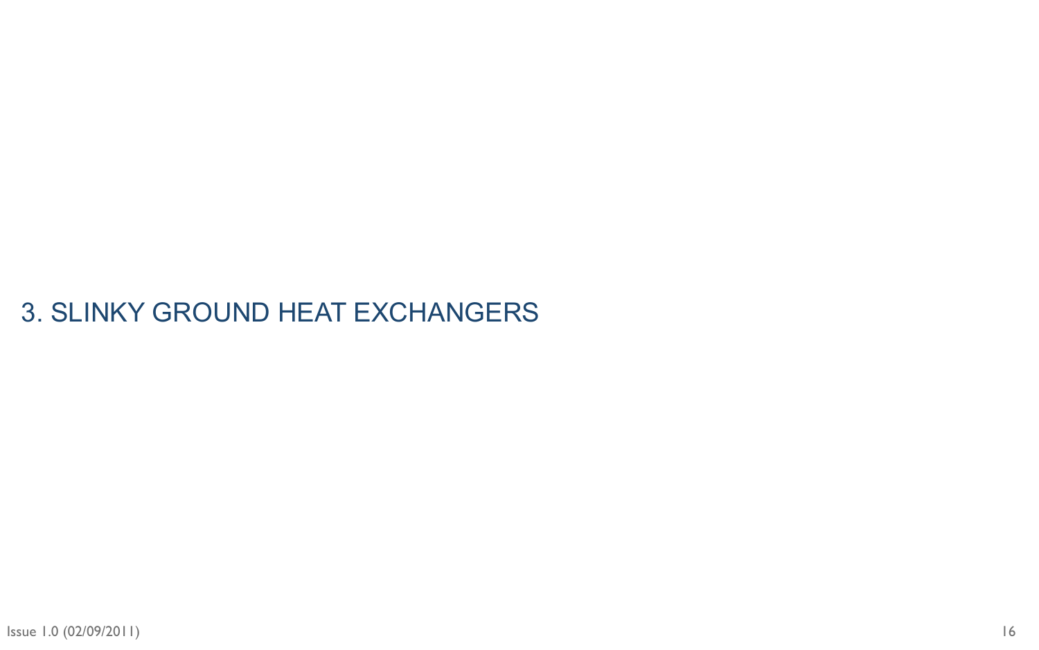# 3. SLINKY GROUND HEAT EXCHANGERS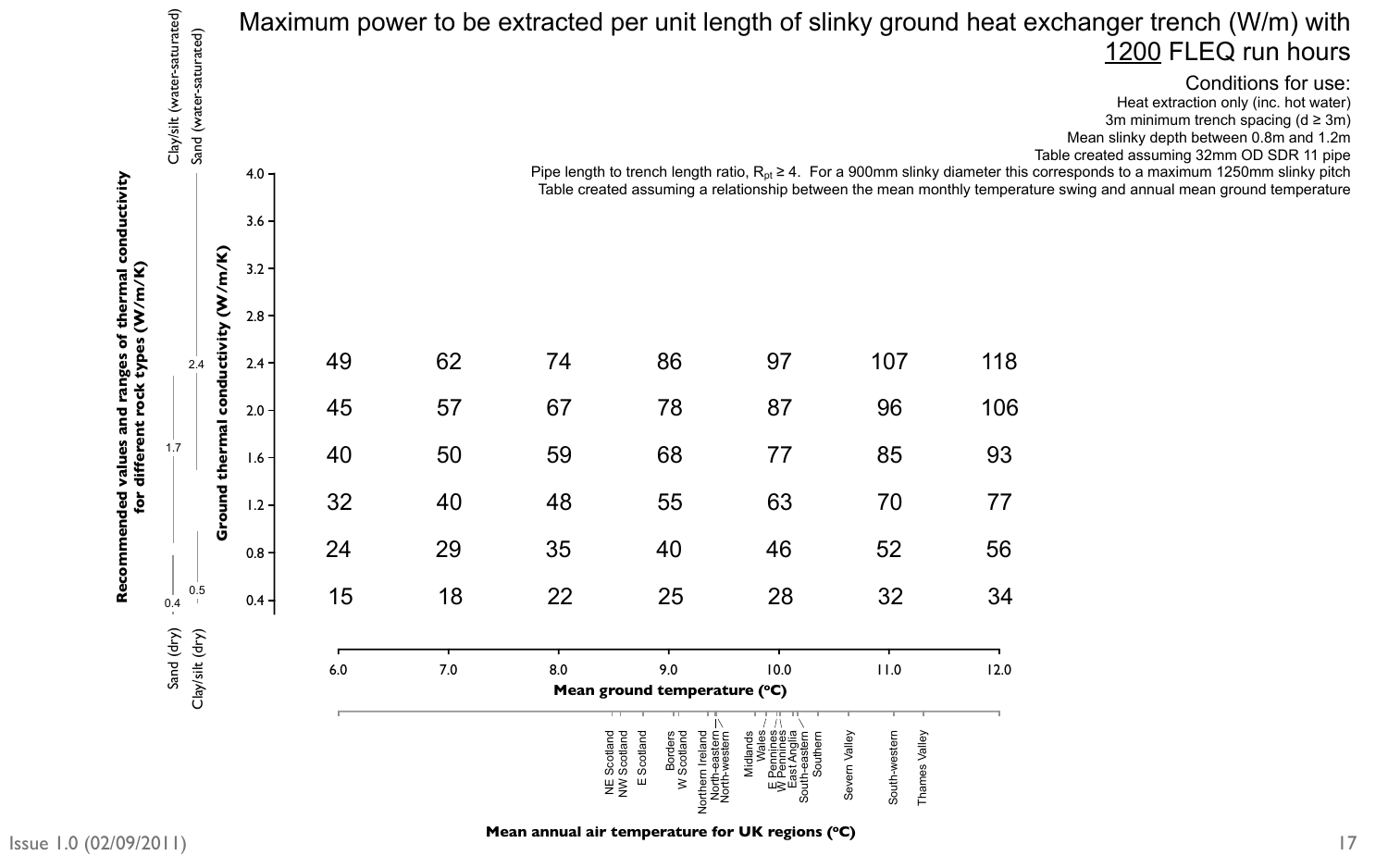# Maximum power to be extracted per unit length of slinky ground heat exchanger trench (W/m) with 1200 FLEQ run hours

**Conditions for use:**

- Heat extraction only (inc. hot water)
- 3m minimum trench spacing ($d \geq 3m$)
- Mean slinky depth between 0.8m and 1.2m
- Table created assuming 32mm OD SDR 11 pipe
- Pipe length to trench length ratio, $R_{pt} \geq 4$. For a 900mm slinky diameter this corresponds to a maximum 1250mm slinky pitch
- Table created assuming a relationship between the mean monthly temperature swing and annual mean ground temperature

| Ground thermal conductivity (W/m/K) | Mean ground temperature 6.0 °C | 7.0 °C | 8.0 °C | 9.0 °C | 10.0 °C | 11.0 °C | 12.0 °C |
|---|---|---|---|---|---|---|---|
| 2.4 | 49 | 62 | 74 | 86 | 97 | 107 | 118 |
| 2.0 | 45 | 57 | 67 | 78 | 87 | 96 | 106 |
| 1.6 | 40 | 50 | 59 | 68 | 77 | 85 | 93 |
| 1.2 | 32 | 40 | 48 | 55 | 63 | 70 | 77 |
| 0.8 | 24 | 29 | 35 | 40 | 46 | 52 | 56 |
| 0.4 | 15 | 18 | 22 | 25 | 28 | 32 | 34 |

**Recommended values and ranges of thermal conductivity for different rock types (W/m/K)**

| Rock type | Range / recommended value |
|---|---|
| Clay/silt (water-saturated) | 1.7 (upper) |
| Sand (water-saturated) | 2.4 (upper) |
| Sand (dry) | 0.4 |
| Clay/silt (dry) | 0.5 |

**Mean annual air temperature for UK regions (°C)** (in increasing order): NE Scotland, NW Scotland, E Scotland, Borders, W Scotland, Northern Ireland, North-eastern, North-western, Midlands, Wales, E Pennines, W Pennines, East Anglia, South-eastern, Southern, Severn Valley, South-western, Thames Valley

Issue 1.0 (02/09/2011)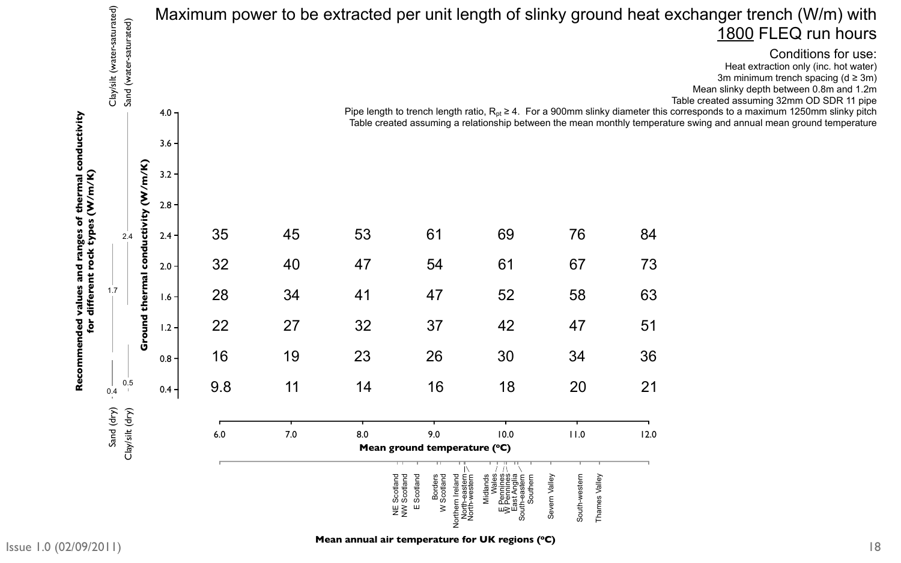# Maximum power to be extracted per unit length of slinky ground heat exchanger trench (W/m) with 1800 FLEQ run hours

**Conditions for use:**

- Heat extraction only (inc. hot water)
- 3m minimum trench spacing (d ≥ 3m)
- Mean slinky depth between 0.8m and 1.2m
- Table created assuming 32mm OD SDR 11 pipe
- Pipe length to trench length ratio, $R_{pt} \geq 4$. For a 900mm slinky diameter this corresponds to a maximum 1250mm slinky pitch
- Table created assuming a relationship between the mean monthly temperature swing and annual mean ground temperature

| Ground thermal conductivity (W/m/K) \ Mean ground temperature (°C) | 6.0 | 7.0 | 8.0 | 9.0 | 10.0 | 11.0 | 12.0 |
|---|---|---|---|---|---|---|---|
| 2.4 | 35 | 45 | 53 | 61 | 69 | 76 | 84 |
| 2.0 | 32 | 40 | 47 | 54 | 61 | 67 | 73 |
| 1.6 | 28 | 34 | 41 | 47 | 52 | 58 | 63 |
| 1.2 | 22 | 27 | 32 | 37 | 42 | 47 | 51 |
| 0.8 | 16 | 19 | 23 | 26 | 30 | 34 | 36 |
| 0.4 | 9.8 | 11 | 14 | 16 | 18 | 20 | 21 |

**Recommended values and ranges of thermal conductivity for different rock types (W/m/K)**

- Clay/silt (water-saturated) / Sand (dry): 0.4 – 1.7 – (range)
- Sand (water-saturated) / Clay/silt (dry): 0.5 – 2.4 – (range)

**Mean annual air temperature for UK regions (°C)**

NE Scotland, NW Scotland, E Scotland, Borders, W Scotland, Northern Ireland, North-eastern, North-western, Midlands, Wales, E Pennines, W Pennines, East Anglia, South-eastern, Southern, Severn Valley, South-western, Thames Valley

Issue 1.0 (02/09/2011)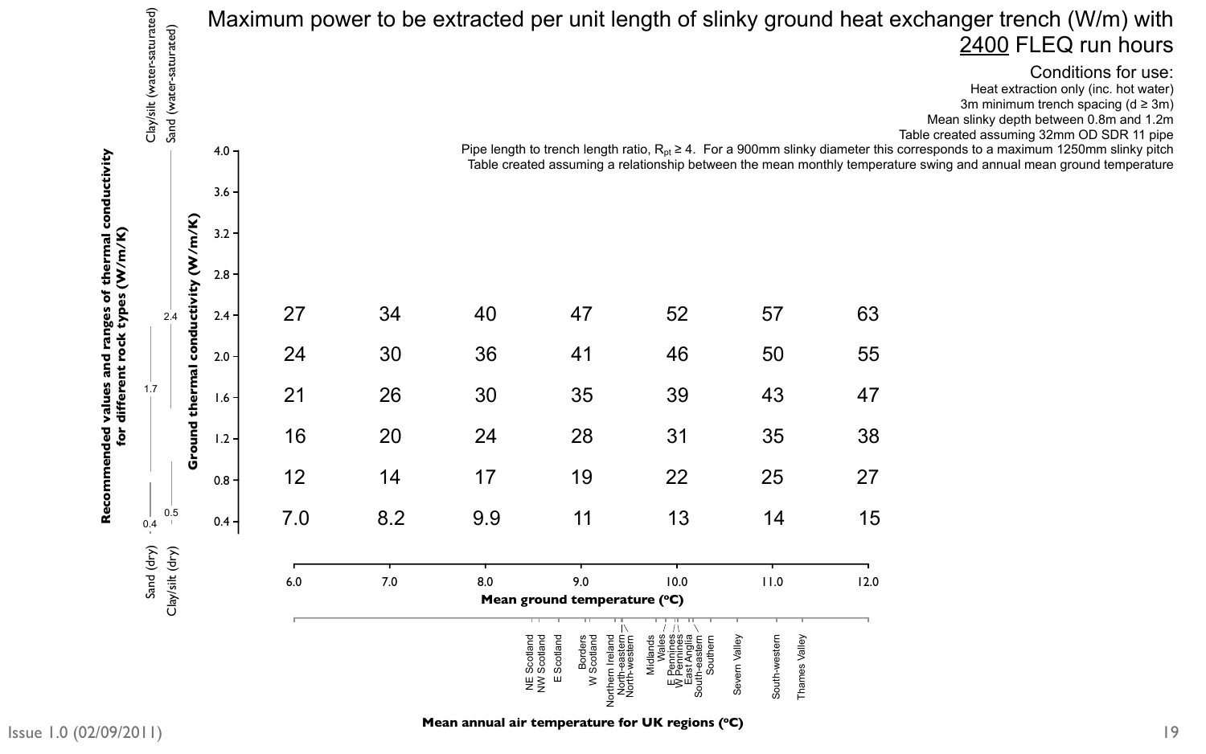# Maximum power to be extracted per unit length of slinky ground heat exchanger trench (W/m) with 2400 FLEQ run hours

**Conditions for use:**

- Heat extraction only (inc. hot water)
- 3m minimum trench spacing (d ≥ 3m)
- Mean slinky depth between 0.8m and 1.2m
- Table created assuming 32mm OD SDR 11 pipe
- Pipe length to trench length ratio, $R_{pt} \geq 4$. For a 900mm slinky diameter this corresponds to a maximum 1250mm slinky pitch
- Table created assuming a relationship between the mean monthly temperature swing and annual mean ground temperature

| Ground thermal conductivity (W/m/K) | 6.0 | 7.0 | 8.0 | 9.0 | 10.0 | 11.0 | 12.0 |
|---|---|---|---|---|---|---|---|
| 2.4 | 27 | 34 | 40 | 47 | 52 | 57 | 63 |
| 2.0 | 24 | 30 | 36 | 41 | 46 | 50 | 55 |
| 1.6 | 21 | 26 | 30 | 35 | 39 | 43 | 47 |
| 1.2 | 16 | 20 | 24 | 28 | 31 | 35 | 38 |
| 0.8 | 12 | 14 | 17 | 19 | 22 | 25 | 27 |
| 0.4 | 7.0 | 8.2 | 9.9 | 11 | 13 | 14 | 15 |

**Mean ground temperature (°C)**

**Recommended values and ranges of thermal conductivity for different rock types (W/m/K)**

- Sand (dry): 0.4
- Clay/silt (dry): 0.5
- Clay/silt (water-saturated): 1.7
- Sand (water-saturated): 2.4

**Mean annual air temperature for UK regions (°C)**

NE Scotland, NW Scotland, E Scotland, Borders, W Scotland, Northern Ireland, North-eastern, North-western, Midlands, Wales, E Pennines, W Pennines, East Anglia, South-eastern, Southern, Severn Valley, South-western, Thames Valley

Issue 1.0 (02/09/2011)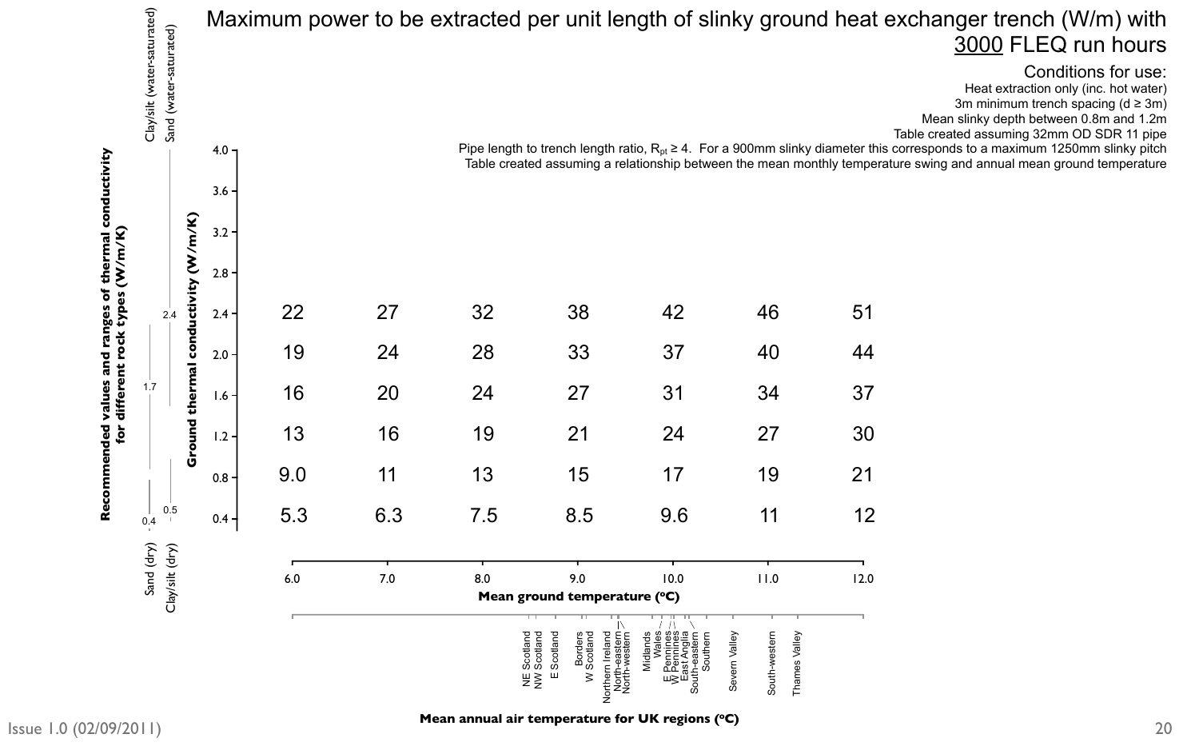# Maximum power to be extracted per unit length of slinky ground heat exchanger trench (W/m) with 3000 FLEQ run hours

**Conditions for use:**

- Heat extraction only (inc. hot water)
- 3m minimum trench spacing (d ≥ 3m)
- Mean slinky depth between 0.8m and 1.2m
- Table created assuming 32mm OD SDR 11 pipe
- Pipe length to trench length ratio, $R_{pt} \geq 4$. For a 900mm slinky diameter this corresponds to a maximum 1250mm slinky pitch
- Table created assuming a relationship between the mean monthly temperature swing and annual mean ground temperature

| Ground thermal conductivity (W/m/K) | 6.0 | 7.0 | 8.0 | 9.0 | 10.0 | 11.0 | 12.0 |
|---|---|---|---|---|---|---|---|
| 2.4 | 22 | 27 | 32 | 38 | 42 | 46 | 51 |
| 2.0 | 19 | 24 | 28 | 33 | 37 | 40 | 44 |
| 1.6 | 16 | 20 | 24 | 27 | 31 | 34 | 37 |
| 1.2 | 13 | 16 | 19 | 21 | 24 | 27 | 30 |
| 0.8 | 9.0 | 11 | 13 | 15 | 17 | 19 | 21 |
| 0.4 | 5.3 | 6.3 | 7.5 | 8.5 | 9.6 | 11 | 12 |

**Mean ground temperature (°C)** (columns)

**Recommended values and ranges of thermal conductivity for different rock types (W/m/K)**

- Sand (dry): 0.4
- Clay/silt (dry): 0.5
- Clay/silt (water-saturated): 1.7
- Sand (water-saturated): 2.4

**Mean annual air temperature for UK regions (°C)** (approximately 8.5 to 11.3 °C, in increasing order): NE Scotland, NW Scotland, E Scotland, Borders, W Scotland, Northern Ireland, North-eastern, North-western, Midlands, Wales, E Pennines, W Pennines, East Anglia, South-eastern, Southern, Severn Valley, South-western, Thames Valley

Issue 1.0 (02/09/2011)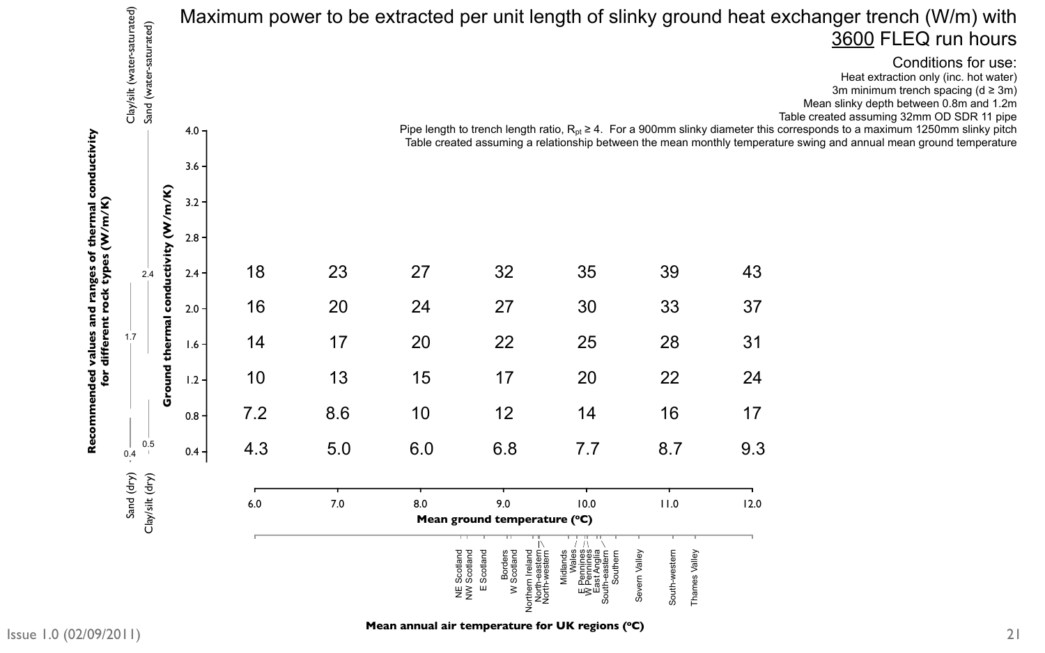# Maximum power to be extracted per unit length of slinky ground heat exchanger trench (W/m) with 3600 FLEQ run hours

**Conditions for use:**

- Heat extraction only (inc. hot water)
- 3m minimum trench spacing (d ≥ 3m)
- Mean slinky depth between 0.8m and 1.2m
- Table created assuming 32mm OD SDR 11 pipe
- Pipe length to trench length ratio, $R_{pt} \geq 4$. For a 900mm slinky diameter this corresponds to a maximum 1250mm slinky pitch
- Table created assuming a relationship between the mean monthly temperature swing and annual mean ground temperature

| Ground thermal conductivity (W/m/K) | 6.0 | 7.0 | 8.0 | 9.0 | 10.0 | 11.0 | 12.0 |
|---|---|---|---|---|---|---|---|
| 2.4 | 18 | 23 | 27 | 32 | 35 | 39 | 43 |
| 2.0 | 16 | 20 | 24 | 27 | 30 | 33 | 37 |
| 1.6 | 14 | 17 | 20 | 22 | 25 | 28 | 31 |
| 1.2 | 10 | 13 | 15 | 17 | 20 | 22 | 24 |
| 0.8 | 7.2 | 8.6 | 10 | 12 | 14 | 16 | 17 |
| 0.4 | 4.3 | 5.0 | 6.0 | 6.8 | 7.7 | 8.7 | 9.3 |

**Mean ground temperature (ºC)**

**Recommended values and ranges of thermal conductivity for different rock types (W/m/K)**

- Clay/silt (water-saturated): 1.7
- Sand (water-saturated): 2.4
- Sand (dry): 0.4
- Clay/silt (dry): 0.5

**Mean annual air temperature for UK regions (ºC)**

NE Scotland, NW Scotland, E Scotland, Borders, W Scotland, Northern Ireland, North-eastern, North-western, Midlands, Wales, E Pennines, W Pennines, East Anglia, South-eastern, Southern, Severn Valley, South-western, Thames Valley

Issue 1.0 (02/09/2011)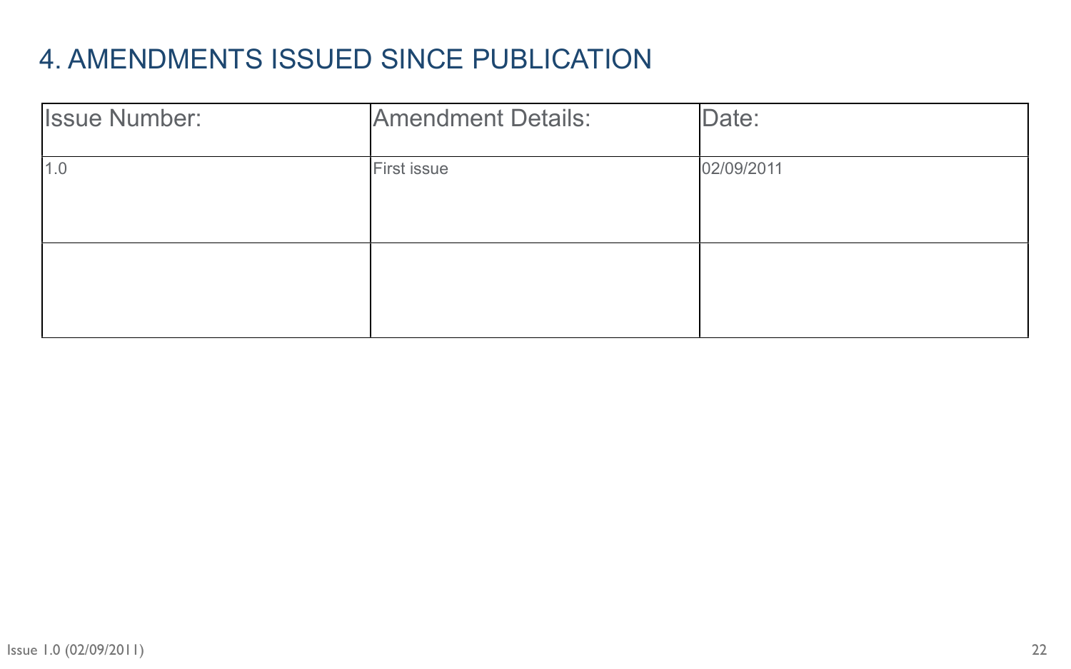## 4. AMENDMENTS ISSUED SINCE PUBLICATION

| Issue Number: | Amendment Details: | Date: |
| --- | --- | --- |
| 1.0 | First issue | 02/09/2011 |
| | | |